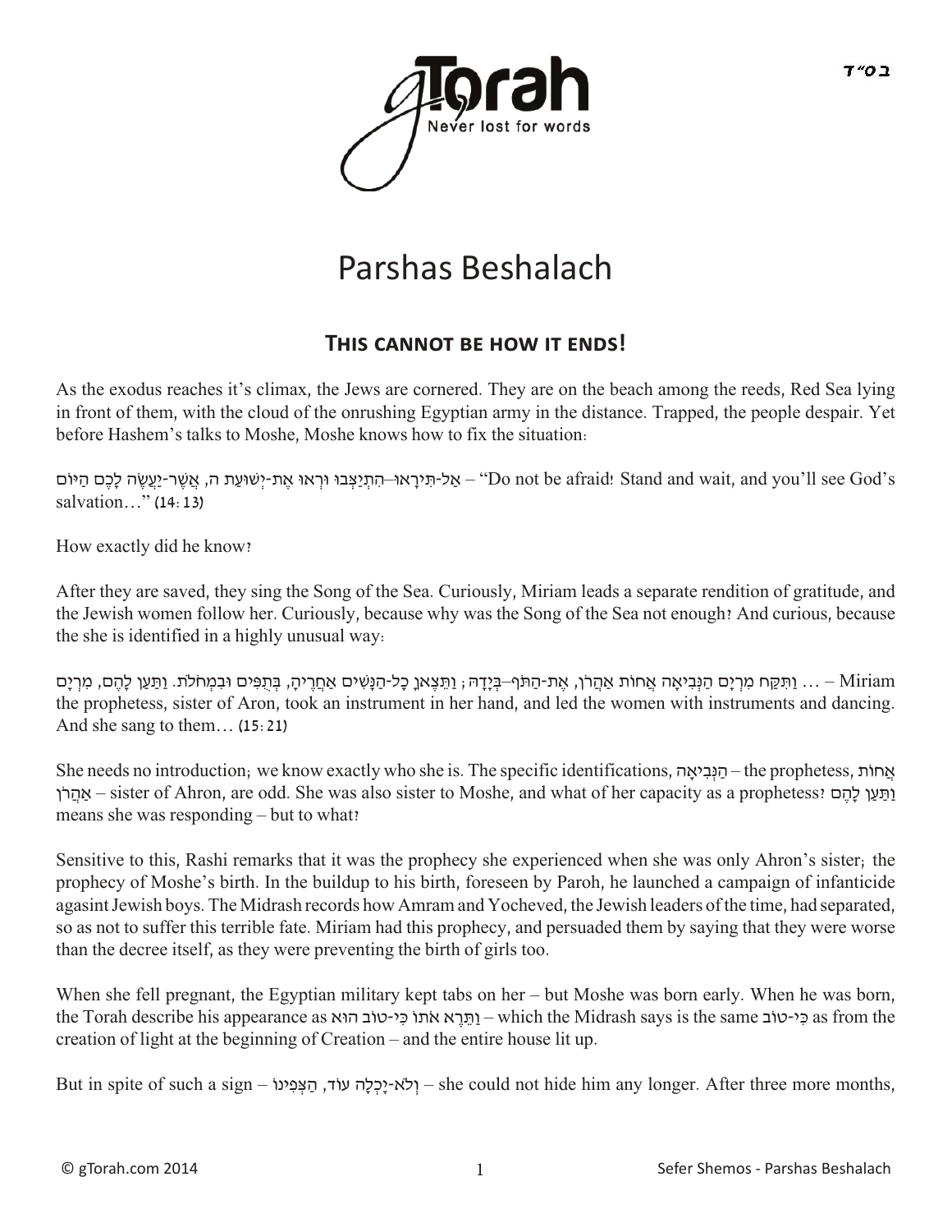# Parshas Beshalach

## This cannot be how it ends!

As the exodus reaches it's climax, the Jews are cornered. They are on the beach among the reeds, Red Sea lying in front of them, with the cloud of the onrushing Egyptian army in the distance. Trapped, the people despair. Yet before Hashem's talks to Moshe, Moshe knows how to fix the situation:

אַל-תִּירָאוּ--הִתְיַצְּבוּ וּרְאוּ אֶת-יְשׁוּעַת ה, אֲשֶׁר-יַעֲשֶׂה לָכֶם הַיּוֹם – "Do not be afraid! Stand and wait, and you'll see God's salvation…" (14:13)

How exactly did he know?

After they are saved, they sing the Song of the Sea. Curiously, Miriam leads a separate rendition of gratitude, and the Jewish women follow her. Curiously, because why was the Song of the Sea not enough? And curious, because the she is identified in a highly unusual way:

… וַתִּקַּח מִרְיָם הַנְּבִיאָה אֲחוֹת אַהֲרֹן, אֶת-הַתֹּף--בְּיָדָהּ; וַתֵּצֶאןָ כָל-הַנָּשִׁים אַחֲרֶיהָ, בְּתֻפִּים וּבִמְחֹלֹת. וַתַּעַן לָהֶם, מִרְיָם – Miriam the prophetess, sister of Aron, took an instrument in her hand, and led the women with instruments and dancing. And she sang to them… (15:21)

She needs no introduction; we know exactly who she is. The specific identifications, הַנְּבִיאָה – the prophetess, אֲחוֹת אַהֲרֹן – sister of Ahron, are odd. She was also sister to Moshe, and what of her capacity as a prophetess? וַתַּעַן לָהֶם means she was responding – but to what?

Sensitive to this, Rashi remarks that it was the prophecy she experienced when she was only Ahron's sister; the prophecy of Moshe's birth. In the buildup to his birth, foreseen by Paroh, he launched a campaign of infanticide agasint Jewish boys. The Midrash records how Amram and Yocheved, the Jewish leaders of the time, had separated, so as not to suffer this terrible fate. Miriam had this prophecy, and persuaded them by saying that they were worse than the decree itself, as they were preventing the birth of girls too.

When she fell pregnant, the Egyptian military kept tabs on her – but Moshe was born early. When he was born, the Torah describe his appearance as וַתֵּרֶא אֹתוֹ כִּי-טוֹב הוּא – which the Midrash says is the same כִּי-טוֹב as from the creation of light at the beginning of Creation – and the entire house lit up.

But in spite of such a sign – וְלֹא-יָכְלָה עוֹד, הַצְּפִינוֹ – she could not hide him any longer. After three more months,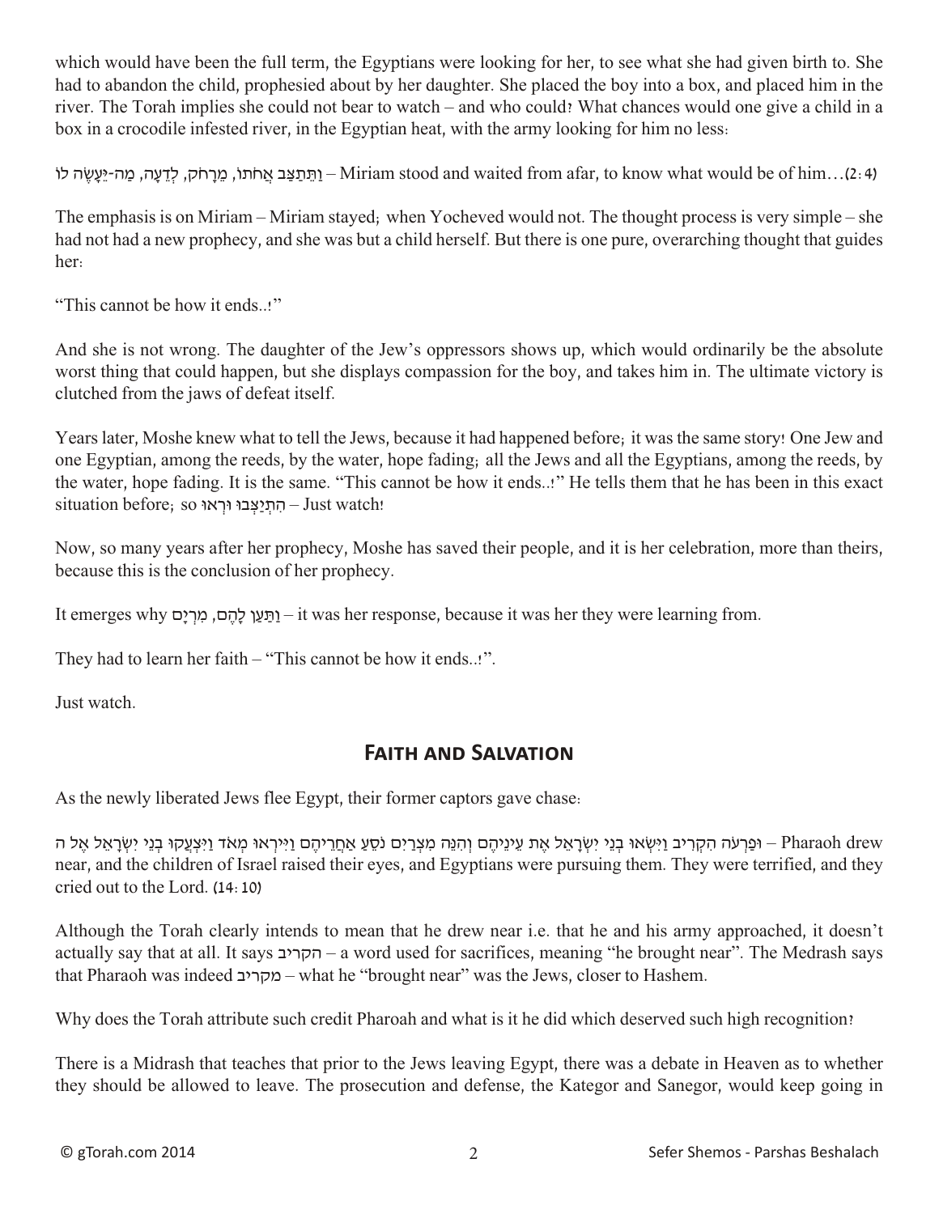which would have been the full term, the Egyptians were looking for her, to see what she had given birth to. She had to abandon the child, prophesied about by her daughter. She placed the boy into a box, and placed him in the river. The Torah implies she could not bear to watch – and who could? What chances would one give a child in a box in a crocodile infested river, in the Egyptian heat, with the army looking for him no less:

וַתֵּתַצַּב אֲחֹתוֹ, מֵרָחֹק, לְדֵעָה, מַה-יֵּעָשֶׂה לוֹ – Miriam stood and waited from afar, to know what would be of him…(2:4)

The emphasis is on Miriam – Miriam stayed; when Yocheved would not. The thought process is very simple – she had not had a new prophecy, and she was but a child herself. But there is one pure, overarching thought that guides her:

"This cannot be how it ends..!"

And she is not wrong. The daughter of the Jew's oppressors shows up, which would ordinarily be the absolute worst thing that could happen, but she displays compassion for the boy, and takes him in. The ultimate victory is clutched from the jaws of defeat itself.

Years later, Moshe knew what to tell the Jews, because it had happened before; it was the same story! One Jew and one Egyptian, among the reeds, by the water, hope fading; all the Jews and all the Egyptians, among the reeds, by the water, hope fading. It is the same. "This cannot be how it ends..!" He tells them that he has been in this exact situation before; so הִתְיַצְּבוּ וּרְאוּ – Just watch!

Now, so many years after her prophecy, Moshe has saved their people, and it is her celebration, more than theirs, because this is the conclusion of her prophecy.

It emerges why וַתַּעַן לָהֶם, מִרְיָם – it was her response, because it was her they were learning from.

They had to learn her faith – "This cannot be how it ends..!".

Just watch.

## Faith and Salvation

As the newly liberated Jews flee Egypt, their former captors gave chase:

וּפַרְעֹה הִקְרִיב וַיִּשְׂאוּ בְנֵי יִשְׂרָאֵל אֶת עֵינֵיהֶם וְהִנֵּה מִצְרַיִם נֹסֵעַ אַחֲרֵיהֶם וַיִּירְאוּ מְאֹד וַיִּצְעֲקוּ בְנֵי יִשְׂרָאֵל אֶל ה – Pharaoh drew near, and the children of Israel raised their eyes, and Egyptians were pursuing them. They were terrified, and they cried out to the Lord. (14:10)

Although the Torah clearly intends to mean that he drew near i.e. that he and his army approached, it doesn't actually say that at all. It says הקריב – a word used for sacrifices, meaning "he brought near". The Medrash says that Pharaoh was indeed מקריב – what he "brought near" was the Jews, closer to Hashem.

Why does the Torah attribute such credit Pharoah and what is it he did which deserved such high recognition?

There is a Midrash that teaches that prior to the Jews leaving Egypt, there was a debate in Heaven as to whether they should be allowed to leave. The prosecution and defense, the Kategor and Sanegor, would keep going in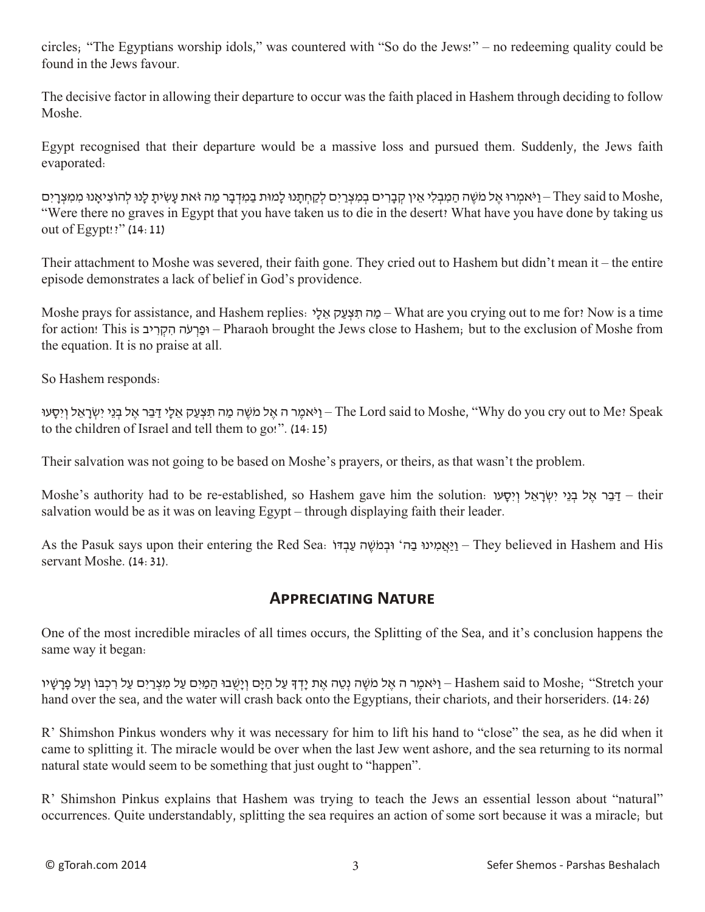circles; "The Egyptians worship idols," was countered with "So do the Jews!" – no redeeming quality could be found in the Jews favour.

The decisive factor in allowing their departure to occur was the faith placed in Hashem through deciding to follow Moshe.

Egypt recognised that their departure would be a massive loss and pursued them. Suddenly, the Jews faith evaporated:

וַיֹּאמְרוּ אֶל מֹשֶׁה הַמִבְּלִי אֵין קְבָרִים בְּמִצְרַיִם לְקַחְתָּנוּ לָמוּת בַּמִּדְבָּר מַה זֹּאת עָשִׂיתָ לָּנוּ לְהוֹצִיאָנוּ מִמִּצְרָיִם – They said to Moshe, "Were there no graves in Egypt that you have taken us to die in the desert? What have you have done by taking us out of Egypt!?" (14:11)

Their attachment to Moshe was severed, their faith gone. They cried out to Hashem but didn't mean it – the entire episode demonstrates a lack of belief in God's providence.

Moshe prays for assistance, and Hashem replies: מַה תִּצְעַק אֵלָי – What are you crying out to me for? Now is a time for action! This is וּפַרְעֹה הִקְרִיב – Pharaoh brought the Jews close to Hashem; but to the exclusion of Moshe from the equation. It is no praise at all.

So Hashem responds:

וַיֹּאמֶר ה אֶל מֹשֶׁה מַה תִּצְעַק אֵלָי דַּבֵּר אֶל בְּנֵי יִשְׂרָאֵל וְיִסָּעוּ – The Lord said to Moshe, "Why do you cry out to Me? Speak to the children of Israel and tell them to go!". (14:15)

Their salvation was not going to be based on Moshe's prayers, or theirs, as that wasn't the problem.

Moshe's authority had to be re-established, so Hashem gave him the solution: דַּבֵּר אֶל בְּנֵי יִשְׂרָאֵל וְיִסָּעוּ – their salvation would be as it was on leaving Egypt – through displaying faith their leader.

As the Pasuk says upon their entering the Red Sea: וַיַּאֲמִינוּ בַּה' וּבְמֹשֶׁה עַבְדּוֹ – They believed in Hashem and His servant Moshe. (14:31).

## Appreciating Nature

One of the most incredible miracles of all times occurs, the Splitting of the Sea, and it's conclusion happens the same way it began:

וַיֹּאמֶר ה אֶל מֹשֶׁה נְטֵה אֶת יָדְךָ עַל הַיָּם וְיָשֻׁבוּ הַמַּיִם עַל מִצְרַיִם עַל רִכְבּוֹ וְעַל פָּרָשָׁיו – Hashem said to Moshe; "Stretch your hand over the sea, and the water will crash back onto the Egyptians, their chariots, and their horseriders. (14:26)

R' Shimshon Pinkus wonders why it was necessary for him to lift his hand to "close" the sea, as he did when it came to splitting it. The miracle would be over when the last Jew went ashore, and the sea returning to its normal natural state would seem to be something that just ought to "happen".

R' Shimshon Pinkus explains that Hashem was trying to teach the Jews an essential lesson about "natural" occurrences. Quite understandably, splitting the sea requires an action of some sort because it was a miracle; but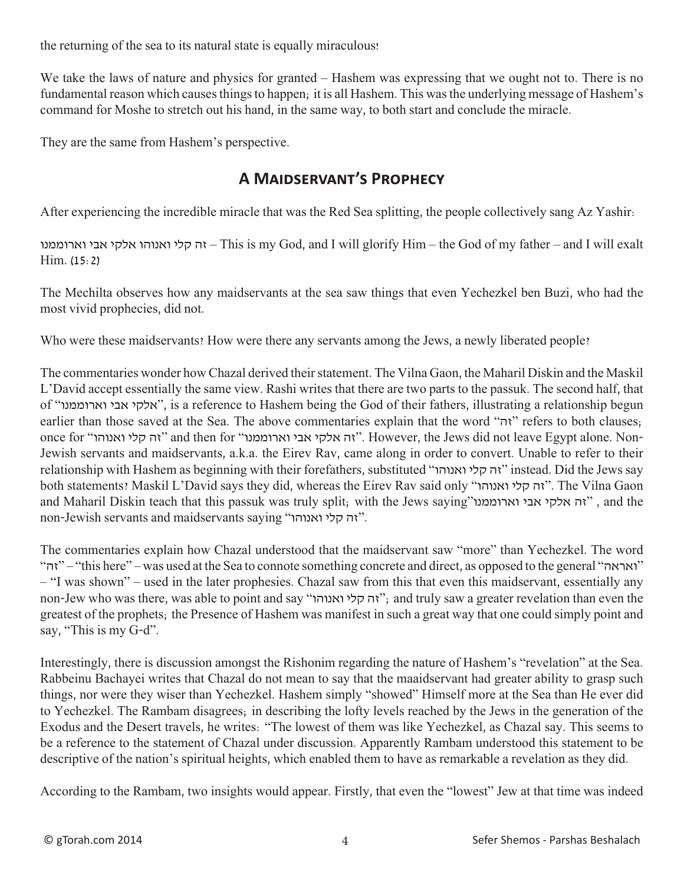the returning of the sea to its natural state is equally miraculous!

We take the laws of nature and physics for granted – Hashem was expressing that we ought not to. There is no fundamental reason which causes things to happen; it is all Hashem. This was the underlying message of Hashem's command for Moshe to stretch out his hand, in the same way, to both start and conclude the miracle.

They are the same from Hashem's perspective.

## A Maidservant's Prophecy

After experiencing the incredible miracle that was the Red Sea splitting, the people collectively sang Az Yashir:

זה קלי ואנוהו אלקי אבי וארוממנו – This is my God, and I will glorify Him – the God of my father – and I will exalt Him. (15:2)

The Mechilta observes how any maidservants at the sea saw things that even Yechezkel ben Buzi, who had the most vivid prophecies, did not.

Who were these maidservants? How were there any servants among the Jews, a newly liberated people?

The commentaries wonder how Chazal derived their statement. The Vilna Gaon, the Maharil Diskin and the Maskil L'David accept essentially the same view. Rashi writes that there are two parts to the passuk. The second half, that of "אלקי אבי וארוממנו", is a reference to Hashem being the God of their fathers, illustrating a relationship begun earlier than those saved at the Sea. The above commentaries explain that the word "זה" refers to both clauses; once for "זה קלי ואנוהו" and then for "זה אלקי אבי וארוממנו". However, the Jews did not leave Egypt alone. Non-Jewish servants and maidservants, a.k.a. the Eirev Rav, came along in order to convert. Unable to refer to their relationship with Hashem as beginning with their forefathers, substituted "זה קלי ואנוהו" instead. Did the Jews say both statements? Maskil L'David says they did, whereas the Eirev Rav said only "זה קלי ואנוהו". The Vilna Gaon and Maharil Diskin teach that this passuk was truly split; with the Jews saying"זה אלקי אבי וארוממנו" , and the non-Jewish servants and maidservants saying "זה קלי ואנוהו".

The commentaries explain how Chazal understood that the maidservant saw "more" than Yechezkel. The word "זה" – "this here" – was used at the Sea to connote something concrete and direct, as opposed to the general "ואראה" – "I was shown" – used in the later prophesies. Chazal saw from this that even this maidservant, essentially any non-Jew who was there, was able to point and say "זה קלי ואנוהו"; and truly saw a greater revelation than even the greatest of the prophets; the Presence of Hashem was manifest in such a great way that one could simply point and say, "This is my G-d".

Interestingly, there is discussion amongst the Rishonim regarding the nature of Hashem's "revelation" at the Sea. Rabbeinu Bachayei writes that Chazal do not mean to say that the maaidservant had greater ability to grasp such things, nor were they wiser than Yechezkel. Hashem simply "showed" Himself more at the Sea than He ever did to Yechezkel. The Rambam disagrees; in describing the lofty levels reached by the Jews in the generation of the Exodus and the Desert travels, he writes: "The lowest of them was like Yechezkel, as Chazal say. This seems to be a reference to the statement of Chazal under discussion. Apparently Rambam understood this statement to be descriptive of the nation's spiritual heights, which enabled them to have as remarkable a revelation as they did.

According to the Rambam, two insights would appear. Firstly, that even the "lowest" Jew at that time was indeed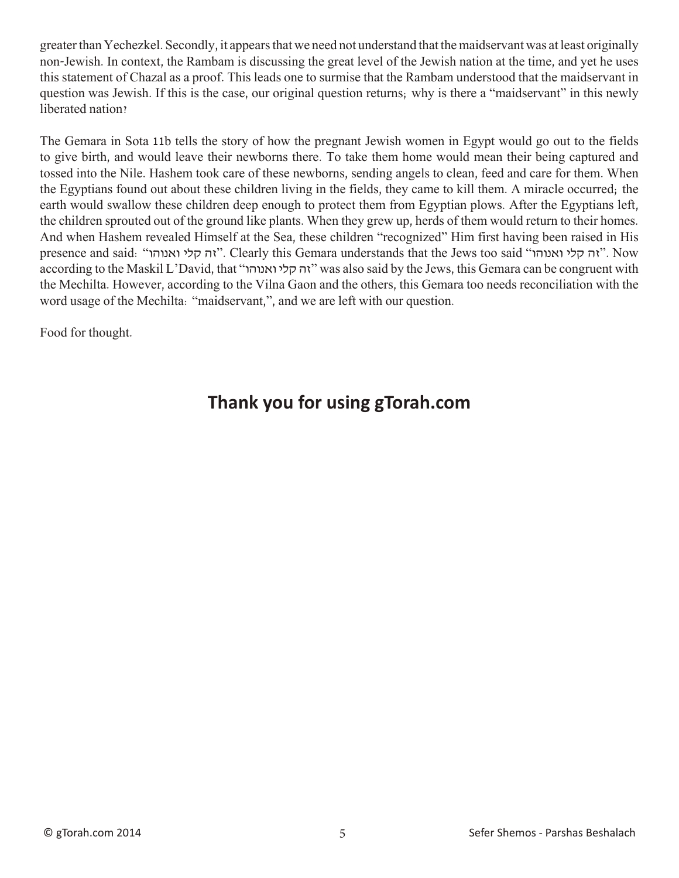greater than Yechezkel. Secondly, it appears that we need not understand that the maidservant was at least originally non-Jewish. In context, the Rambam is discussing the great level of the Jewish nation at the time, and yet he uses this statement of Chazal as a proof. This leads one to surmise that the Rambam understood that the maidservant in question was Jewish. If this is the case, our original question returns; why is there a "maidservant" in this newly liberated nation?

The Gemara in Sota 11b tells the story of how the pregnant Jewish women in Egypt would go out to the fields to give birth, and would leave their newborns there. To take them home would mean their being captured and tossed into the Nile. Hashem took care of these newborns, sending angels to clean, feed and care for them. When the Egyptians found out about these children living in the fields, they came to kill them. A miracle occurred; the earth would swallow these children deep enough to protect them from Egyptian plows. After the Egyptians left, the children sprouted out of the ground like plants. When they grew up, herds of them would return to their homes. And when Hashem revealed Himself at the Sea, these children "recognized" Him first having been raised in His presence and said: "זה קלי ואנוהו". Clearly this Gemara understands that the Jews too said "זה קלי ואנוהו". Now according to the Maskil L'David, that "זה קלי ואנוהו" was also said by the Jews, this Gemara can be congruent with the Mechilta. However, according to the Vilna Gaon and the others, this Gemara too needs reconciliation with the word usage of the Mechilta: "maidservant,", and we are left with our question.

Food for thought.

## Thank you for using gTorah.com